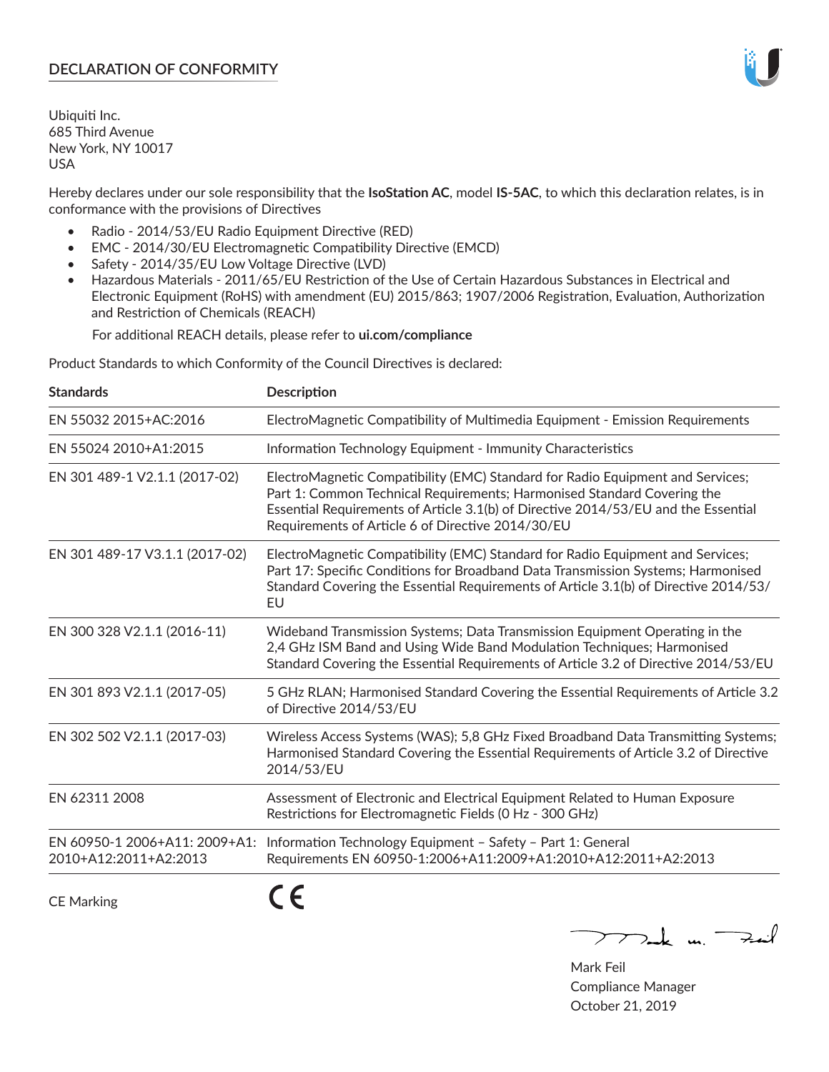# DECLARATION OF CONFORMITY

Ubiquiti Inc.
685 Third Avenue
New York, NY 10017
USA

Hereby declares under our sole responsibility that the **IsoStation AC**, model **IS-5AC**, to which this declaration relates, is in conformance with the provisions of Directives

- Radio - 2014/53/EU Radio Equipment Directive (RED)
- EMC - 2014/30/EU Electromagnetic Compatibility Directive (EMCD)
- Safety - 2014/35/EU Low Voltage Directive (LVD)
- Hazardous Materials - 2011/65/EU Restriction of the Use of Certain Hazardous Substances in Electrical and Electronic Equipment (RoHS) with amendment (EU) 2015/863; 1907/2006 Registration, Evaluation, Authorization and Restriction of Chemicals (REACH)

  For additional REACH details, please refer to **ui.com/compliance**

Product Standards to which Conformity of the Council Directives is declared:

| Standards | Description |
|---|---|
| EN 55032 2015+AC:2016 | ElectroMagnetic Compatibility of Multimedia Equipment - Emission Requirements |
| EN 55024 2010+A1:2015 | Information Technology Equipment - Immunity Characteristics |
| EN 301 489-1 V2.1.1 (2017-02) | ElectroMagnetic Compatibility (EMC) Standard for Radio Equipment and Services; Part 1: Common Technical Requirements; Harmonised Standard Covering the Essential Requirements of Article 3.1(b) of Directive 2014/53/EU and the Essential Requirements of Article 6 of Directive 2014/30/EU |
| EN 301 489-17 V3.1.1 (2017-02) | ElectroMagnetic Compatibility (EMC) Standard for Radio Equipment and Services; Part 17: Specific Conditions for Broadband Data Transmission Systems; Harmonised Standard Covering the Essential Requirements of Article 3.1(b) of Directive 2014/53/EU |
| EN 300 328 V2.1.1 (2016-11) | Wideband Transmission Systems; Data Transmission Equipment Operating in the 2,4 GHz ISM Band and Using Wide Band Modulation Techniques; Harmonised Standard Covering the Essential Requirements of Article 3.2 of Directive 2014/53/EU |
| EN 301 893 V2.1.1 (2017-05) | 5 GHz RLAN; Harmonised Standard Covering the Essential Requirements of Article 3.2 of Directive 2014/53/EU |
| EN 302 502 V2.1.1 (2017-03) | Wireless Access Systems (WAS); 5,8 GHz Fixed Broadband Data Transmitting Systems; Harmonised Standard Covering the Essential Requirements of Article 3.2 of Directive 2014/53/EU |
| EN 62311 2008 | Assessment of Electronic and Electrical Equipment Related to Human Exposure Restrictions for Electromagnetic Fields (0 Hz - 300 GHz) |
| EN 60950-1 2006+A11: 2009+A1: 2010+A12:2011+A2:2013 | Information Technology Equipment – Safety – Part 1: General Requirements EN 60950-1:2006+A11:2009+A1:2010+A12:2011+A2:2013 |

CE Marking CE

Mark Feil
Compliance Manager
October 21, 2019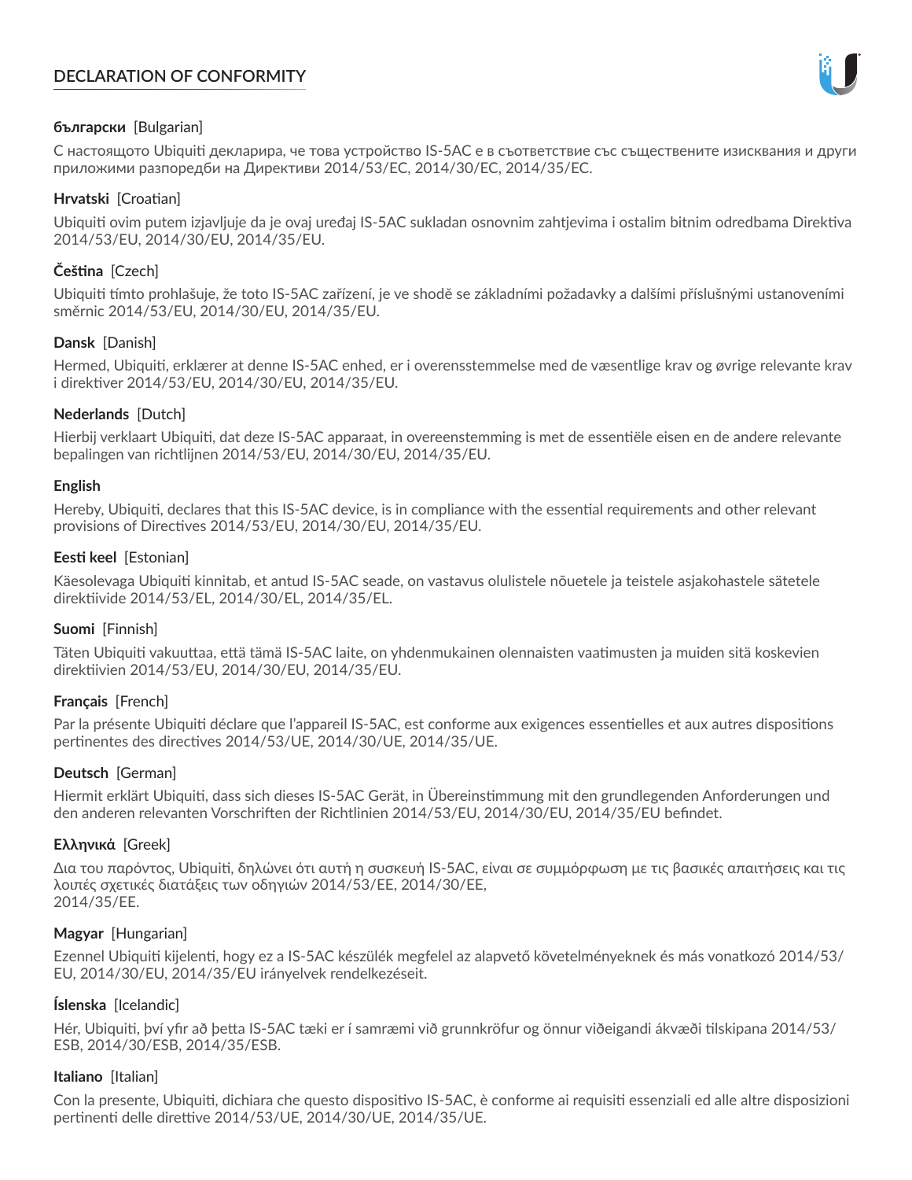# DECLARATION OF CONFORMITY

**български** [Bulgarian]

С настоящото Ubiquiti декларира, че това устройство IS-5AC е в съответствие със съществените изисквания и други приложими разпоредби на Директиви 2014/53/EC, 2014/30/ЕС, 2014/35/ЕС.

**Hrvatski** [Croatian]

Ubiquiti ovim putem izjavljuje da je ovaj uređaj IS-5AC sukladan osnovnim zahtjevima i ostalim bitnim odredbama Direktiva 2014/53/EU, 2014/30/EU, 2014/35/EU.

**Čeština** [Czech]

Ubiquiti tímto prohlašuje, že toto IS-5AC zařízení, je ve shodě se základními požadavky a dalšími příslušnými ustanoveními směrnic 2014/53/EU, 2014/30/EU, 2014/35/EU.

**Dansk** [Danish]

Hermed, Ubiquiti, erklærer at denne IS-5AC enhed, er i overensstemmelse med de væsentlige krav og øvrige relevante krav i direktiver 2014/53/EU, 2014/30/EU, 2014/35/EU.

**Nederlands** [Dutch]

Hierbij verklaart Ubiquiti, dat deze IS-5AC apparaat, in overeenstemming is met de essentiële eisen en de andere relevante bepalingen van richtlijnen 2014/53/EU, 2014/30/EU, 2014/35/EU.

**English**

Hereby, Ubiquiti, declares that this IS-5AC device, is in compliance with the essential requirements and other relevant provisions of Directives 2014/53/EU, 2014/30/EU, 2014/35/EU.

**Eesti keel** [Estonian]

Käesolevaga Ubiquiti kinnitab, et antud IS-5AC seade, on vastavus olulistele nõuetele ja teistele asjakohastele sätetele direktiivide 2014/53/EL, 2014/30/EL, 2014/35/EL.

**Suomi** [Finnish]

Täten Ubiquiti vakuuttaa, että tämä IS-5AC laite, on yhdenmukainen olennaisten vaatimusten ja muiden sitä koskevien direktiivien 2014/53/EU, 2014/30/EU, 2014/35/EU.

**Français** [French]

Par la présente Ubiquiti déclare que l'appareil IS-5AC, est conforme aux exigences essentielles et aux autres dispositions pertinentes des directives 2014/53/UE, 2014/30/UE, 2014/35/UE.

**Deutsch** [German]

Hiermit erklärt Ubiquiti, dass sich dieses IS-5AC Gerät, in Übereinstimmung mit den grundlegenden Anforderungen und den anderen relevanten Vorschriften der Richtlinien 2014/53/EU, 2014/30/EU, 2014/35/EU befindet.

**Ελληνικά** [Greek]

Δια του παρόντος, Ubiquiti, δηλώνει ότι αυτή η συσκευή IS-5AC, είναι σε συμμόρφωση με τις βασικές απαιτήσεις και τις λοιπές σχετικές διατάξεις των οδηγιών 2014/53/EE, 2014/30/EE, 2014/35/EE.

**Magyar** [Hungarian]

Ezennel Ubiquiti kijelenti, hogy ez a IS-5AC készülék megfelel az alapvető követelményeknek és más vonatkozó 2014/53/EU, 2014/30/EU, 2014/35/EU irányelvek rendelkezéseit.

**Íslenska** [Icelandic]

Hér, Ubiquiti, því yfir að þetta IS-5AC tæki er í samræmi við grunnkröfur og önnur viðeigandi ákvæði tilskipana 2014/53/ESB, 2014/30/ESB, 2014/35/ESB.

**Italiano** [Italian]

Con la presente, Ubiquiti, dichiara che questo dispositivo IS-5AC, è conforme ai requisiti essenziali ed alle altre disposizioni pertinenti delle direttive 2014/53/UE, 2014/30/UE, 2014/35/UE.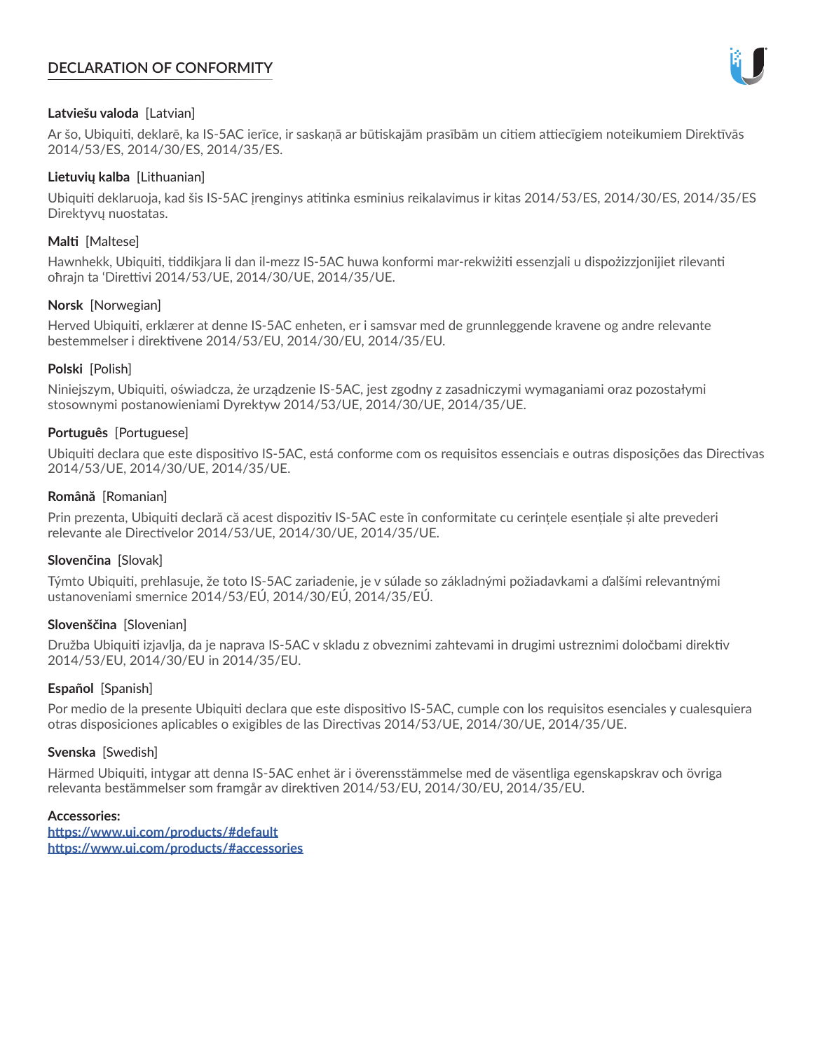## DECLARATION OF CONFORMITY

**Latviešu valoda** [Latvian]

Ar šo, Ubiquiti, deklarē, ka IS-5AC ierīce, ir saskaņā ar būtiskajām prasībām un citiem attiecīgiem noteikumiem Direktīvās 2014/53/ES, 2014/30/ES, 2014/35/ES.

**Lietuvių kalba** [Lithuanian]

Ubiquiti deklaruoja, kad šis IS-5AC įrenginys atitinka esminius reikalavimus ir kitas 2014/53/ES, 2014/30/ES, 2014/35/ES Direktyvų nuostatas.

**Malti** [Maltese]

Hawnhekk, Ubiquiti, tiddikjara li dan il-mezz IS-5AC huwa konformi mar-rekwiżiti essenzjali u dispożizzjonijiet rilevanti oħrajn ta 'Direttivi 2014/53/UE, 2014/30/UE, 2014/35/UE.

**Norsk** [Norwegian]

Herved Ubiquiti, erklærer at denne IS-5AC enheten, er i samsvar med de grunnleggende kravene og andre relevante bestemmelser i direktivene 2014/53/EU, 2014/30/EU, 2014/35/EU.

**Polski** [Polish]

Niniejszym, Ubiquiti, oświadcza, że urządzenie IS-5AC, jest zgodny z zasadniczymi wymaganiami oraz pozostałymi stosownymi postanowieniami Dyrektyw 2014/53/UE, 2014/30/UE, 2014/35/UE.

**Português** [Portuguese]

Ubiquiti declara que este dispositivo IS-5AC, está conforme com os requisitos essenciais e outras disposições das Directivas 2014/53/UE, 2014/30/UE, 2014/35/UE.

**Română** [Romanian]

Prin prezenta, Ubiquiti declară că acest dispozitiv IS-5AC este în conformitate cu cerințele esențiale și alte prevederi relevante ale Directivelor 2014/53/UE, 2014/30/UE, 2014/35/UE.

**Slovenčina** [Slovak]

Týmto Ubiquiti, prehlasuje, že toto IS-5AC zariadenie, je v súlade so základnými požiadavkami a ďalšími relevantnými ustanoveniami smernice 2014/53/EÚ, 2014/30/EÚ, 2014/35/EÚ.

**Slovenščina** [Slovenian]

Družba Ubiquiti izjavlja, da je naprava IS-5AC v skladu z obveznimi zahtevami in drugimi ustreznimi določbami direktiv 2014/53/EU, 2014/30/EU in 2014/35/EU.

**Español** [Spanish]

Por medio de la presente Ubiquiti declara que este dispositivo IS-5AC, cumple con los requisitos esenciales y cualesquiera otras disposiciones aplicables o exigibles de las Directivas 2014/53/UE, 2014/30/UE, 2014/35/UE.

**Svenska** [Swedish]

Härmed Ubiquiti, intygar att denna IS-5AC enhet är i överensstämmelse med de väsentliga egenskapskrav och övriga relevanta bestämmelser som framgår av direktiven 2014/53/EU, 2014/30/EU, 2014/35/EU.

**Accessories:**
https://www.ui.com/products/#default
https://www.ui.com/products/#accessories